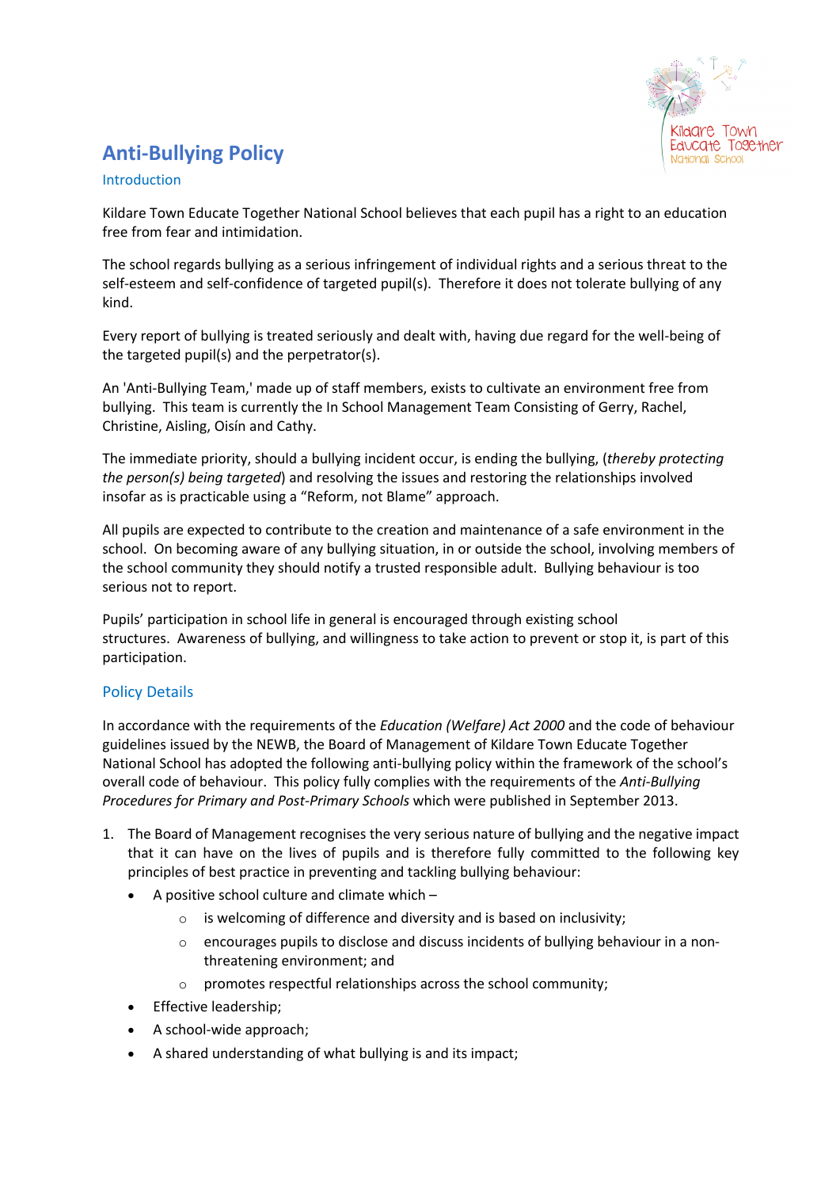# Anti-Bullying Policy

## Introduction

Kildare Town Educate Together National School believes that each pupil has a right to an education free from fear and intimidation.

The school regards bullying as a serious infringement of individual rights and a serious threat to the self-esteem and self-confidence of targeted pupil(s). Therefore it does not tolerate bullying of any kind.

Every report of bullying is treated seriously and dealt with, having due regard for the well-being of the targeted pupil(s) and the perpetrator(s).

An 'Anti-Bullying Team,' made up of staff members, exists to cultivate an environment free from bullying. This team is currently the In School Management Team Consisting of Gerry, Rachel, Christine, Aisling, Oisín and Cathy.

The immediate priority, should a bullying incident occur, is ending the bullying, (*thereby protecting the person(s) being targeted*) and resolving the issues and restoring the relationships involved insofar as is practicable using a "Reform, not Blame" approach.

All pupils are expected to contribute to the creation and maintenance of a safe environment in the school. On becoming aware of any bullying situation, in or outside the school, involving members of the school community they should notify a trusted responsible adult. Bullying behaviour is too serious not to report.

Pupils' participation in school life in general is encouraged through existing school structures. Awareness of bullying, and willingness to take action to prevent or stop it, is part of this participation.

## Policy Details

In accordance with the requirements of the *Education (Welfare) Act 2000* and the code of behaviour guidelines issued by the NEWB, the Board of Management of Kildare Town Educate Together National School has adopted the following anti-bullying policy within the framework of the school's overall code of behaviour. This policy fully complies with the requirements of the *Anti-Bullying Procedures for Primary and Post-Primary Schools* which were published in September 2013.

1. The Board of Management recognises the very serious nature of bullying and the negative impact that it can have on the lives of pupils and is therefore fully committed to the following key principles of best practice in preventing and tackling bullying behaviour:
   - A positive school culture and climate which –
     - is welcoming of difference and diversity and is based on inclusivity;
     - encourages pupils to disclose and discuss incidents of bullying behaviour in a non-threatening environment; and
     - promotes respectful relationships across the school community;
   - Effective leadership;
   - A school-wide approach;
   - A shared understanding of what bullying is and its impact;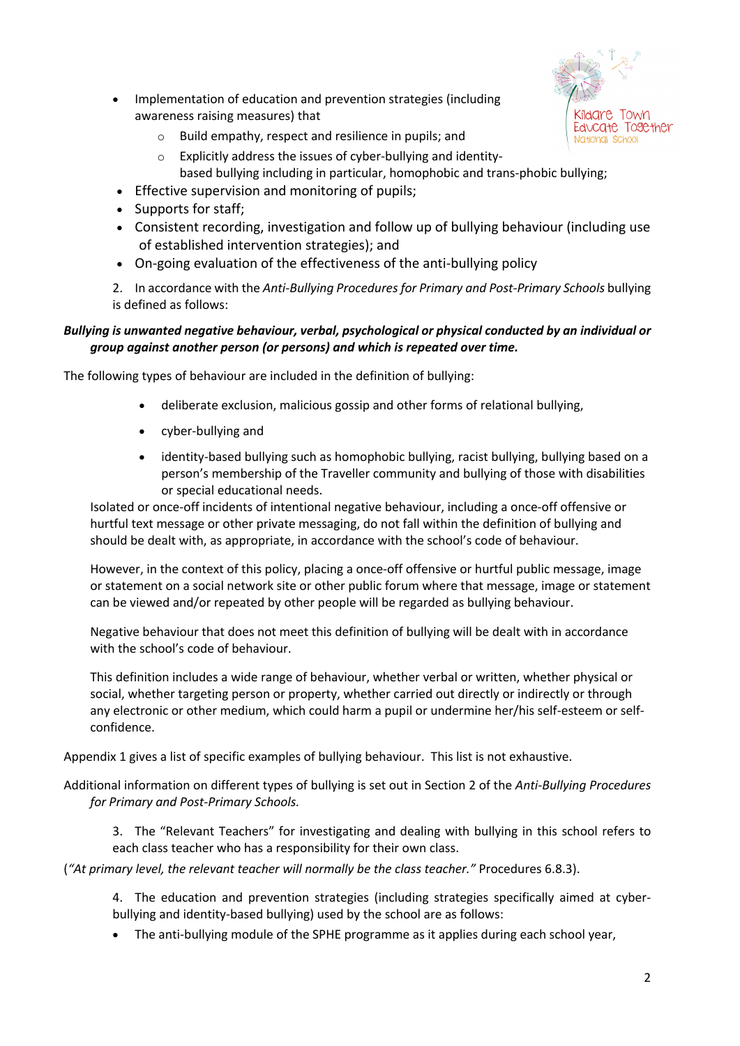- Implementation of education and prevention strategies (including awareness raising measures) that
    - Build empathy, respect and resilience in pupils; and
    - Explicitly address the issues of cyber-bullying and identity-based bullying including in particular, homophobic and trans-phobic bullying;
- Effective supervision and monitoring of pupils;
- Supports for staff;
- Consistent recording, investigation and follow up of bullying behaviour (including use of established intervention strategies); and
- On-going evaluation of the effectiveness of the anti-bullying policy

2. In accordance with the *Anti-Bullying Procedures for Primary and Post-Primary Schools* bullying is defined as follows:

***Bullying is unwanted negative behaviour, verbal, psychological or physical conducted by an individual or group against another person (or persons) and which is repeated over time.***

The following types of behaviour are included in the definition of bullying:

- deliberate exclusion, malicious gossip and other forms of relational bullying,
- cyber-bullying and
- identity-based bullying such as homophobic bullying, racist bullying, bullying based on a person's membership of the Traveller community and bullying of those with disabilities or special educational needs.

Isolated or once-off incidents of intentional negative behaviour, including a once-off offensive or hurtful text message or other private messaging, do not fall within the definition of bullying and should be dealt with, as appropriate, in accordance with the school's code of behaviour.

However, in the context of this policy, placing a once-off offensive or hurtful public message, image or statement on a social network site or other public forum where that message, image or statement can be viewed and/or repeated by other people will be regarded as bullying behaviour.

Negative behaviour that does not meet this definition of bullying will be dealt with in accordance with the school's code of behaviour.

This definition includes a wide range of behaviour, whether verbal or written, whether physical or social, whether targeting person or property, whether carried out directly or indirectly or through any electronic or other medium, which could harm a pupil or undermine her/his self-esteem or self-confidence.

Appendix 1 gives a list of specific examples of bullying behaviour. This list is not exhaustive.

Additional information on different types of bullying is set out in Section 2 of the *Anti-Bullying Procedures for Primary and Post-Primary Schools.*

3. The "Relevant Teachers" for investigating and dealing with bullying in this school refers to each class teacher who has a responsibility for their own class.

(*"At primary level, the relevant teacher will normally be the class teacher."* Procedures 6.8.3).

4. The education and prevention strategies (including strategies specifically aimed at cyber-bullying and identity-based bullying) used by the school are as follows:

- The anti-bullying module of the SPHE programme as it applies during each school year,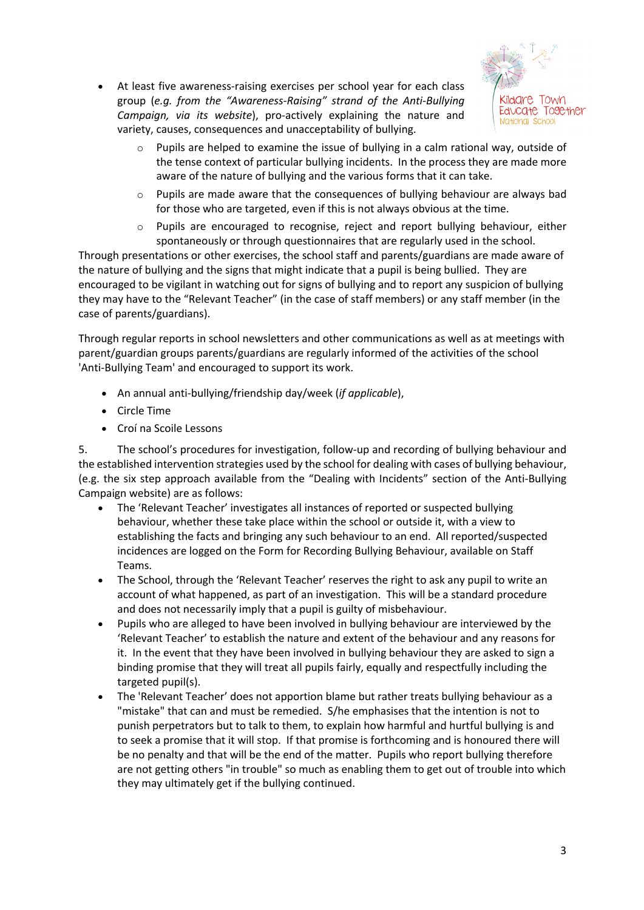- At least five awareness-raising exercises per school year for each class group (*e.g. from the "Awareness-Raising" strand of the Anti-Bullying Campaign, via its website*), pro-actively explaining the nature and variety, causes, consequences and unacceptability of bullying.
    - Pupils are helped to examine the issue of bullying in a calm rational way, outside of the tense context of particular bullying incidents. In the process they are made more aware of the nature of bullying and the various forms that it can take.
    - Pupils are made aware that the consequences of bullying behaviour are always bad for those who are targeted, even if this is not always obvious at the time.
    - Pupils are encouraged to recognise, reject and report bullying behaviour, either spontaneously or through questionnaires that are regularly used in the school.

Through presentations or other exercises, the school staff and parents/guardians are made aware of the nature of bullying and the signs that might indicate that a pupil is being bullied. They are encouraged to be vigilant in watching out for signs of bullying and to report any suspicion of bullying they may have to the "Relevant Teacher" (in the case of staff members) or any staff member (in the case of parents/guardians).

Through regular reports in school newsletters and other communications as well as at meetings with parent/guardian groups parents/guardians are regularly informed of the activities of the school 'Anti-Bullying Team' and encouraged to support its work.

- An annual anti-bullying/friendship day/week (*if applicable*),
- Circle Time
- Croí na Scoile Lessons

5. The school's procedures for investigation, follow-up and recording of bullying behaviour and the established intervention strategies used by the school for dealing with cases of bullying behaviour, (e.g. the six step approach available from the "Dealing with Incidents" section of the Anti-Bullying Campaign website) are as follows:

- The 'Relevant Teacher' investigates all instances of reported or suspected bullying behaviour, whether these take place within the school or outside it, with a view to establishing the facts and bringing any such behaviour to an end. All reported/suspected incidences are logged on the Form for Recording Bullying Behaviour, available on Staff Teams.
- The School, through the 'Relevant Teacher' reserves the right to ask any pupil to write an account of what happened, as part of an investigation. This will be a standard procedure and does not necessarily imply that a pupil is guilty of misbehaviour.
- Pupils who are alleged to have been involved in bullying behaviour are interviewed by the 'Relevant Teacher' to establish the nature and extent of the behaviour and any reasons for it. In the event that they have been involved in bullying behaviour they are asked to sign a binding promise that they will treat all pupils fairly, equally and respectfully including the targeted pupil(s).
- The 'Relevant Teacher' does not apportion blame but rather treats bullying behaviour as a "mistake" that can and must be remedied. S/he emphasises that the intention is not to punish perpetrators but to talk to them, to explain how harmful and hurtful bullying is and to seek a promise that it will stop. If that promise is forthcoming and is honoured there will be no penalty and that will be the end of the matter. Pupils who report bullying therefore are not getting others "in trouble" so much as enabling them to get out of trouble into which they may ultimately get if the bullying continued.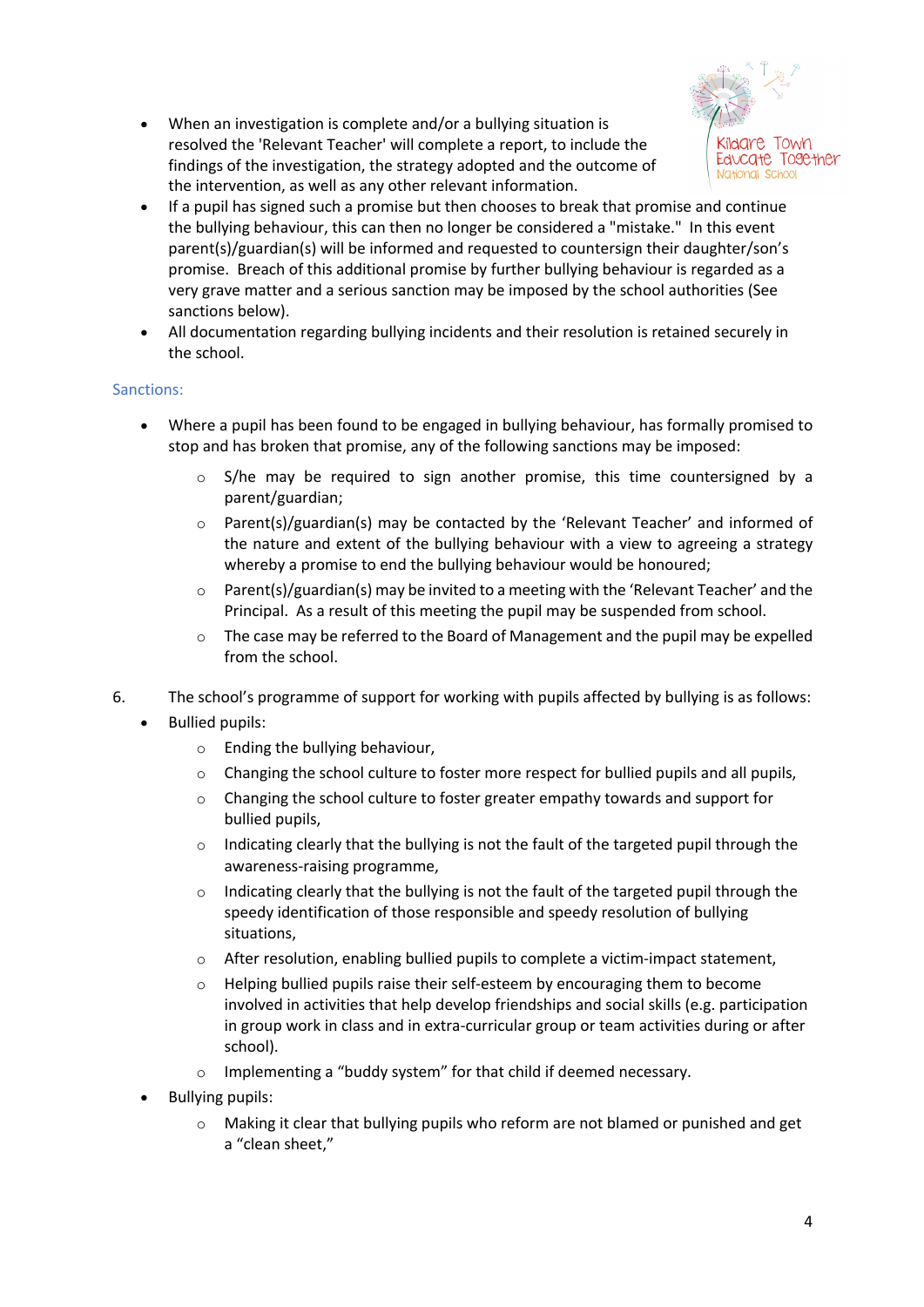- When an investigation is complete and/or a bullying situation is resolved the 'Relevant Teacher' will complete a report, to include the findings of the investigation, the strategy adopted and the outcome of the intervention, as well as any other relevant information.
- If a pupil has signed such a promise but then chooses to break that promise and continue the bullying behaviour, this can then no longer be considered a "mistake." In this event parent(s)/guardian(s) will be informed and requested to countersign their daughter/son's promise. Breach of this additional promise by further bullying behaviour is regarded as a very grave matter and a serious sanction may be imposed by the school authorities (See sanctions below).
- All documentation regarding bullying incidents and their resolution is retained securely in the school.

### Sanctions:

- Where a pupil has been found to be engaged in bullying behaviour, has formally promised to stop and has broken that promise, any of the following sanctions may be imposed:
  - S/he may be required to sign another promise, this time countersigned by a parent/guardian;
  - Parent(s)/guardian(s) may be contacted by the 'Relevant Teacher' and informed of the nature and extent of the bullying behaviour with a view to agreeing a strategy whereby a promise to end the bullying behaviour would be honoured;
  - Parent(s)/guardian(s) may be invited to a meeting with the 'Relevant Teacher' and the Principal. As a result of this meeting the pupil may be suspended from school.
  - The case may be referred to the Board of Management and the pupil may be expelled from the school.

6. The school's programme of support for working with pupils affected by bullying is as follows:

- Bullied pupils:
  - Ending the bullying behaviour,
  - Changing the school culture to foster more respect for bullied pupils and all pupils,
  - Changing the school culture to foster greater empathy towards and support for bullied pupils,
  - Indicating clearly that the bullying is not the fault of the targeted pupil through the awareness-raising programme,
  - Indicating clearly that the bullying is not the fault of the targeted pupil through the speedy identification of those responsible and speedy resolution of bullying situations,
  - After resolution, enabling bullied pupils to complete a victim-impact statement,
  - Helping bullied pupils raise their self-esteem by encouraging them to become involved in activities that help develop friendships and social skills (e.g. participation in group work in class and in extra-curricular group or team activities during or after school).
  - Implementing a "buddy system" for that child if deemed necessary.
- Bullying pupils:
  - Making it clear that bullying pupils who reform are not blamed or punished and get a "clean sheet,"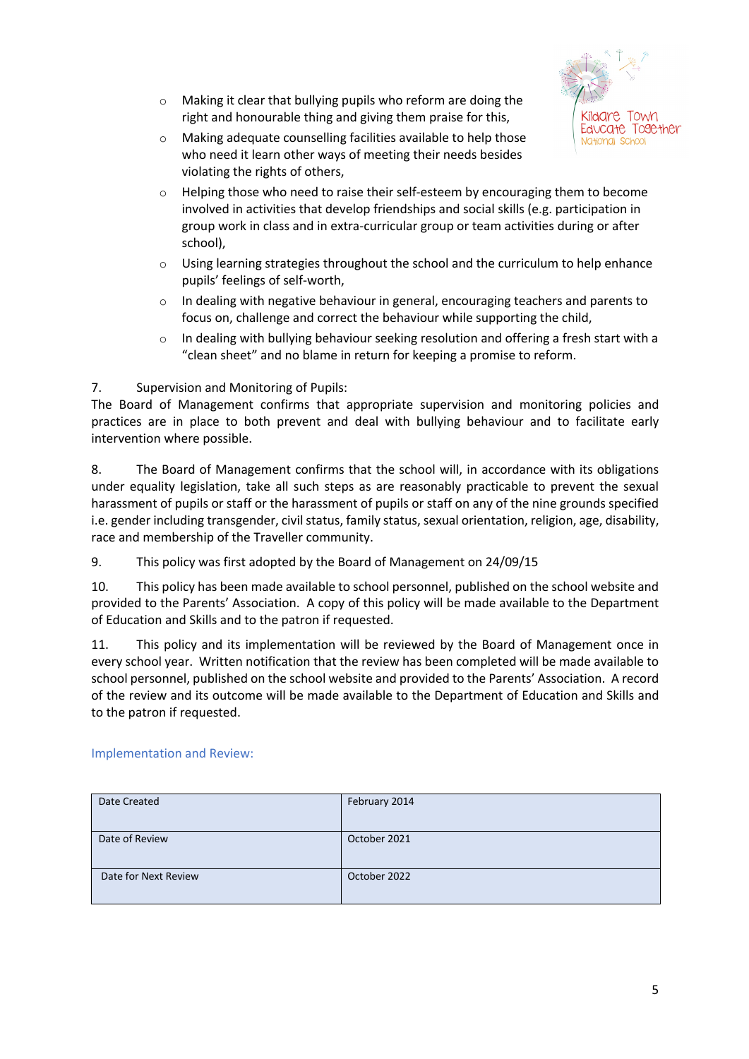- Making it clear that bullying pupils who reform are doing the right and honourable thing and giving them praise for this,
- Making adequate counselling facilities available to help those who need it learn other ways of meeting their needs besides violating the rights of others,
- Helping those who need to raise their self-esteem by encouraging them to become involved in activities that develop friendships and social skills (e.g. participation in group work in class and in extra-curricular group or team activities during or after school),
- Using learning strategies throughout the school and the curriculum to help enhance pupils' feelings of self-worth,
- In dealing with negative behaviour in general, encouraging teachers and parents to focus on, challenge and correct the behaviour while supporting the child,
- In dealing with bullying behaviour seeking resolution and offering a fresh start with a "clean sheet" and no blame in return for keeping a promise to reform.

7. Supervision and Monitoring of Pupils:
The Board of Management confirms that appropriate supervision and monitoring policies and practices are in place to both prevent and deal with bullying behaviour and to facilitate early intervention where possible.

8. The Board of Management confirms that the school will, in accordance with its obligations under equality legislation, take all such steps as are reasonably practicable to prevent the sexual harassment of pupils or staff or the harassment of pupils or staff on any of the nine grounds specified i.e. gender including transgender, civil status, family status, sexual orientation, religion, age, disability, race and membership of the Traveller community.

9. This policy was first adopted by the Board of Management on 24/09/15

10. This policy has been made available to school personnel, published on the school website and provided to the Parents' Association. A copy of this policy will be made available to the Department of Education and Skills and to the patron if requested.

11. This policy and its implementation will be reviewed by the Board of Management once in every school year. Written notification that the review has been completed will be made available to school personnel, published on the school website and provided to the Parents' Association. A record of the review and its outcome will be made available to the Department of Education and Skills and to the patron if requested.

### Implementation and Review:

| | |
|---|---|
| Date Created | February 2014 |
| Date of Review | October 2021 |
| Date for Next Review | October 2022 |